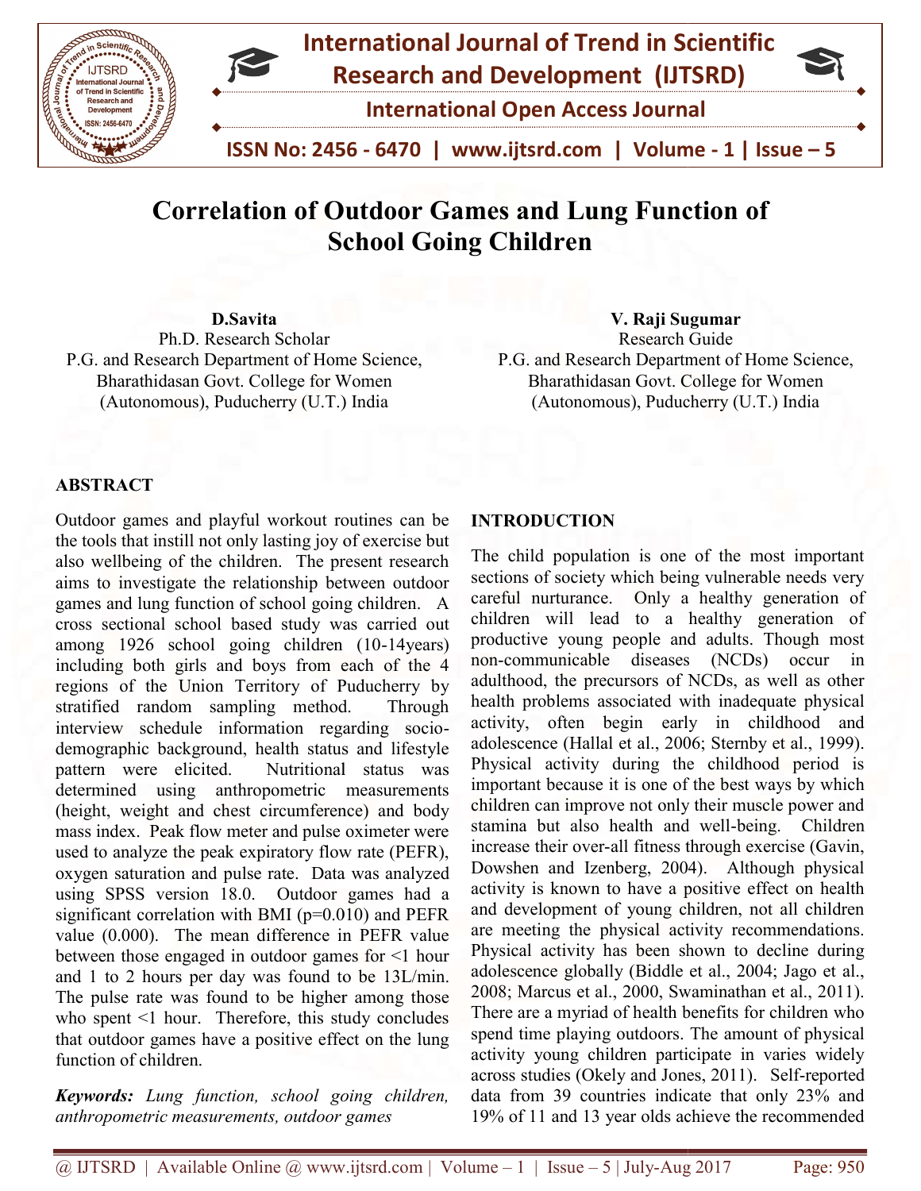# Correlation of Outdoor Games and Lung Function of School Going Children

**D.Savita**
Ph.D. Research Scholar
P.G. and Research Department of Home Science,
Bharathidasan Govt. College for Women
(Autonomous), Puducherry (U.T.) India

**V. Raji Sugumar**
Research Guide
P.G. and Research Department of Home Science,
Bharathidasan Govt. College for Women
(Autonomous), Puducherry (U.T.) India

## ABSTRACT

Outdoor games and playful workout routines can be the tools that instill not only lasting joy of exercise but also wellbeing of the children. The present research aims to investigate the relationship between outdoor games and lung function of school going children. A cross sectional school based study was carried out among 1926 school going children (10-14years) including both girls and boys from each of the 4 regions of the Union Territory of Puducherry by stratified random sampling method. Through interview schedule information regarding socio-demographic background, health status and lifestyle pattern were elicited. Nutritional status was determined using anthropometric measurements (height, weight and chest circumference) and body mass index. Peak flow meter and pulse oximeter were used to analyze the peak expiratory flow rate (PEFR), oxygen saturation and pulse rate. Data was analyzed using SPSS version 18.0. Outdoor games had a significant correlation with BMI (p=0.010) and PEFR value (0.000). The mean difference in PEFR value between those engaged in outdoor games for <1 hour and 1 to 2 hours per day was found to be 13L/min. The pulse rate was found to be higher among those who spent <1 hour. Therefore, this study concludes that outdoor games have a positive effect on the lung function of children.

***Keywords:*** *Lung function, school going children, anthropometric measurements, outdoor games*

## INTRODUCTION

The child population is one of the most important sections of society which being vulnerable needs very careful nurturance. Only a healthy generation of children will lead to a healthy generation of productive young people and adults. Though most non-communicable diseases (NCDs) occur in adulthood, the precursors of NCDs, as well as other health problems associated with inadequate physical activity, often begin early in childhood and adolescence (Hallal et al., 2006; Sternby et al., 1999). Physical activity during the childhood period is important because it is one of the best ways by which children can improve not only their muscle power and stamina but also health and well-being. Children increase their over-all fitness through exercise (Gavin, Dowshen and Izenberg, 2004). Although physical activity is known to have a positive effect on health and development of young children, not all children are meeting the physical activity recommendations. Physical activity has been shown to decline during adolescence globally (Biddle et al., 2004; Jago et al., 2008; Marcus et al., 2000, Swaminathan et al., 2011). There are a myriad of health benefits for children who spend time playing outdoors. The amount of physical activity young children participate in varies widely across studies (Okely and Jones, 2011). Self-reported data from 39 countries indicate that only 23% and 19% of 11 and 13 year olds achieve the recommended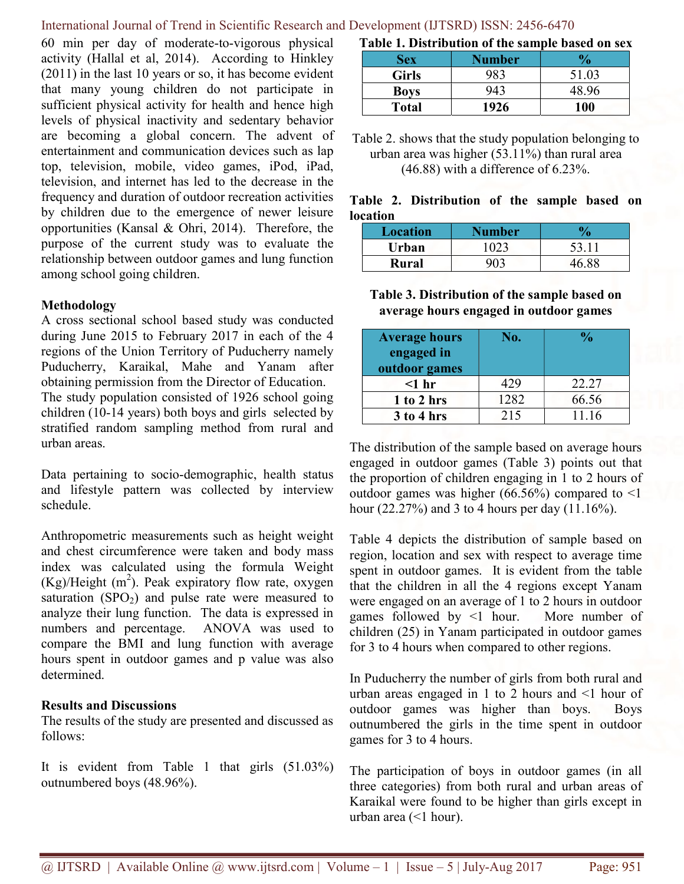60 min per day of moderate-to-vigorous physical activity (Hallal et al, 2014). According to Hinkley (2011) in the last 10 years or so, it has become evident that many young children do not participate in sufficient physical activity for health and hence high levels of physical inactivity and sedentary behavior are becoming a global concern. The advent of entertainment and communication devices such as lap top, television, mobile, video games, iPod, iPad, television, and internet has led to the decrease in the frequency and duration of outdoor recreation activities by children due to the emergence of newer leisure opportunities (Kansal & Ohri, 2014). Therefore, the purpose of the current study was to evaluate the relationship between outdoor games and lung function among school going children.

## Methodology

A cross sectional school based study was conducted during June 2015 to February 2017 in each of the 4 regions of the Union Territory of Puducherry namely Puducherry, Karaikal, Mahe and Yanam after obtaining permission from the Director of Education. The study population consisted of 1926 school going children (10-14 years) both boys and girls selected by stratified random sampling method from rural and urban areas.

Data pertaining to socio-demographic, health status and lifestyle pattern was collected by interview schedule.

Anthropometric measurements such as height weight and chest circumference were taken and body mass index was calculated using the formula Weight (Kg)/Height ($m^2$). Peak expiratory flow rate, oxygen saturation ($SPO_2$) and pulse rate were measured to analyze their lung function. The data is expressed in numbers and percentage. ANOVA was used to compare the BMI and lung function with average hours spent in outdoor games and p value was also determined.

## Results and Discussions

The results of the study are presented and discussed as follows:

It is evident from Table 1 that girls (51.03%) outnumbered boys (48.96%).

**Table 1. Distribution of the sample based on sex**

| Sex | Number | % |
|---|---|---|
| **Girls** | 983 | 51.03 |
| **Boys** | 943 | 48.96 |
| **Total** | **1926** | **100** |

Table 2. shows that the study population belonging to urban area was higher (53.11%) than rural area (46.88) with a difference of 6.23%.

**Table 2. Distribution of the sample based on location**

| Location | Number | % |
|---|---|---|
| **Urban** | 1023 | 53.11 |
| **Rural** | 903 | 46.88 |

**Table 3. Distribution of the sample based on average hours engaged in outdoor games**

| Average hours engaged in outdoor games | No. | % |
|---|---|---|
| **<1 hr** | 429 | 22.27 |
| **1 to 2 hrs** | 1282 | 66.56 |
| **3 to 4 hrs** | 215 | 11.16 |

The distribution of the sample based on average hours engaged in outdoor games (Table 3) points out that the proportion of children engaging in 1 to 2 hours of outdoor games was higher (66.56%) compared to <1 hour (22.27%) and 3 to 4 hours per day (11.16%).

Table 4 depicts the distribution of sample based on region, location and sex with respect to average time spent in outdoor games. It is evident from the table that the children in all the 4 regions except Yanam were engaged on an average of 1 to 2 hours in outdoor games followed by <1 hour. More number of children (25) in Yanam participated in outdoor games for 3 to 4 hours when compared to other regions.

In Puducherry the number of girls from both rural and urban areas engaged in 1 to 2 hours and <1 hour of outdoor games was higher than boys. Boys outnumbered the girls in the time spent in outdoor games for 3 to 4 hours.

The participation of boys in outdoor games (in all three categories) from both rural and urban areas of Karaikal were found to be higher than girls except in urban area (<1 hour).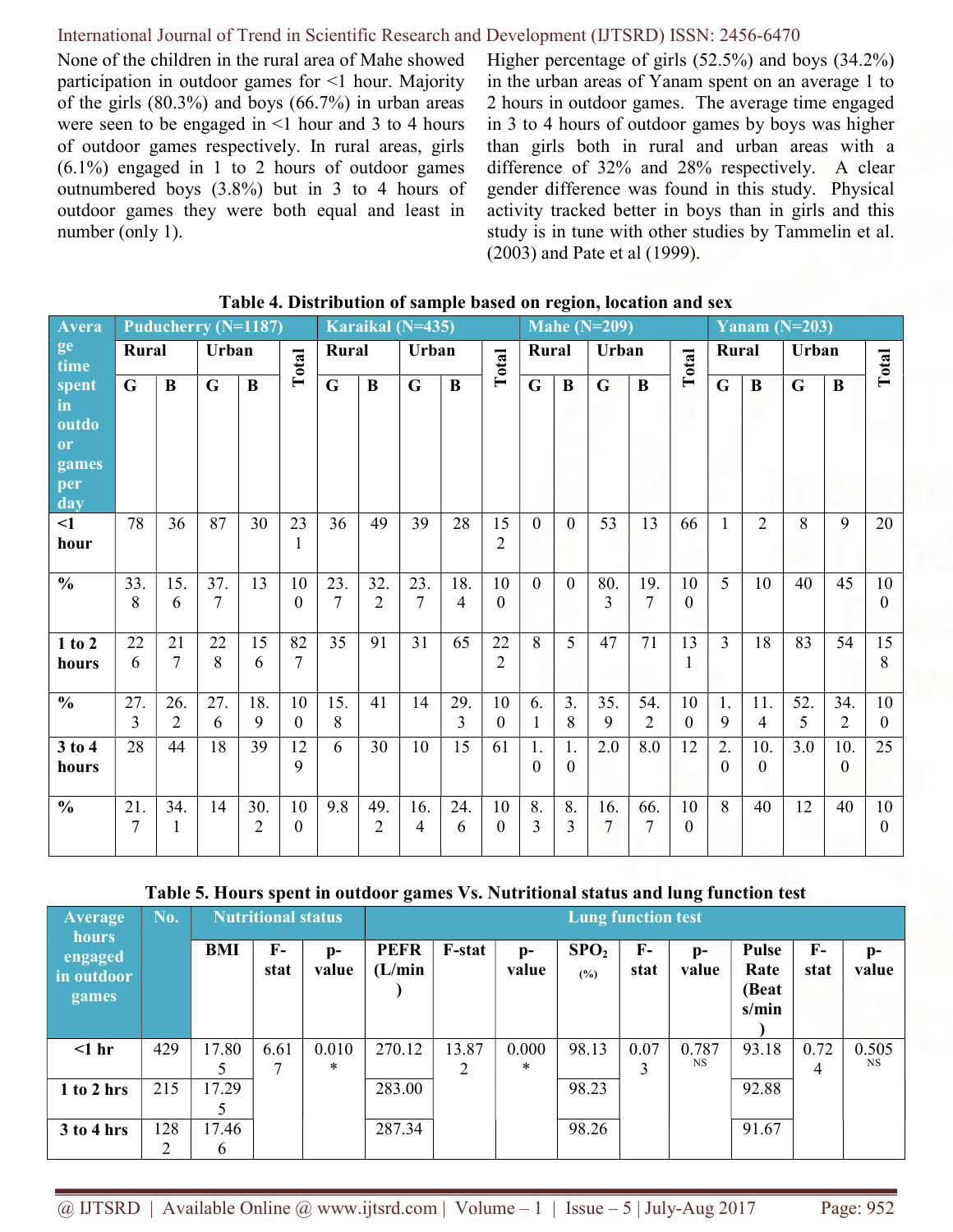None of the children in the rural area of Mahe showed participation in outdoor games for <1 hour. Majority of the girls (80.3%) and boys (66.7%) in urban areas were seen to be engaged in <1 hour and 3 to 4 hours of outdoor games respectively. In rural areas, girls (6.1%) engaged in 1 to 2 hours of outdoor games outnumbered boys (3.8%) but in 3 to 4 hours of outdoor games they were both equal and least in number (only 1).

Higher percentage of girls (52.5%) and boys (34.2%) in the urban areas of Yanam spent on an average 1 to 2 hours in outdoor games. The average time engaged in 3 to 4 hours of outdoor games by boys was higher than girls both in rural and urban areas with a difference of 32% and 28% respectively. A clear gender difference was found in this study. Physical activity tracked better in boys than in girls and this study is in tune with other studies by Tammelin et al. (2003) and Pate et al (1999).

**Table 4. Distribution of sample based on region, location and sex**

| Average time spent in outdoor games per day | Puducherry (N=1187) | | | | | Karaikal (N=435) | | | | | Mahe (N=209) | | | | | Yanam (N=203) | | | | |
|---|---|---|---|---|---|---|---|---|---|---|---|---|---|---|---|---|---|---|---|---|
| | Rural | | Urban | | Total | Rural | | Urban | | Total | Rural | | Urban | | Total | Rural | | Urban | | Total |
| | G | B | G | B | | G | B | G | B | | G | B | G | B | | G | B | G | B | |
| <1 hour | 78 | 36 | 87 | 30 | 231 | 36 | 49 | 39 | 28 | 152 | 0 | 0 | 53 | 13 | 66 | 1 | 2 | 8 | 9 | 20 |
| % | 33.8 | 15.6 | 37.7 | 13 | 100 | 23.7 | 32.2 | 23.7 | 18.4 | 100 | 0 | 0 | 80.3 | 19.7 | 100 | 5 | 10 | 40 | 45 | 100 |
| 1 to 2 hours | 226 | 217 | 228 | 156 | 827 | 35 | 91 | 31 | 65 | 222 | 8 | 5 | 47 | 71 | 131 | 3 | 18 | 83 | 54 | 158 |
| % | 27.3 | 26.2 | 27.6 | 18.9 | 100 | 15.8 | 41 | 14 | 29.3 | 100 | 6.1 | 3.8 | 35.9 | 54.2 | 100 | 1.9 | 11.4 | 52.5 | 34.2 | 100 |
| 3 to 4 hours | 28 | 44 | 18 | 39 | 129 | 6 | 30 | 10 | 15 | 61 | 1.0 | 1.0 | 2.0 | 8.0 | 12 | 2.0 | 10.0 | 3.0 | 10.0 | 25 |
| % | 21.7 | 34.1 | 14 | 30.2 | 100 | 9.8 | 49.2 | 16.4 | 24.6 | 100 | 8.3 | 8.3 | 16.7 | 66.7 | 100 | 8 | 40 | 12 | 40 | 100 |

**Table 5. Hours spent in outdoor games Vs. Nutritional status and lung function test**

| Average hours engaged in outdoor games | No. | Nutritional status | | | Lung function test | | | | | | | | |
|---|---|---|---|---|---|---|---|---|---|---|---|---|---|
| | | BMI | F-stat | p-value | PEFR (L/min) | F-stat | p-value | $SPO_2$ (%) | F-stat | p-value | Pulse Rate (Beats/min) | F-stat | p-value |
| <1 hr | 429 | 17.805 | 6.617 | 0.010* | 270.12 | 13.872 | 0.000* | 98.13 | 0.073 | 0.787 NS | 93.18 | 0.724 | 0.505 NS |
| 1 to 2 hrs | 215 | 17.295 | | | 283.00 | | | 98.23 | | | 92.88 | | |
| 3 to 4 hrs | 1282 | 17.466 | | | 287.34 | | | 98.26 | | | 91.67 | | |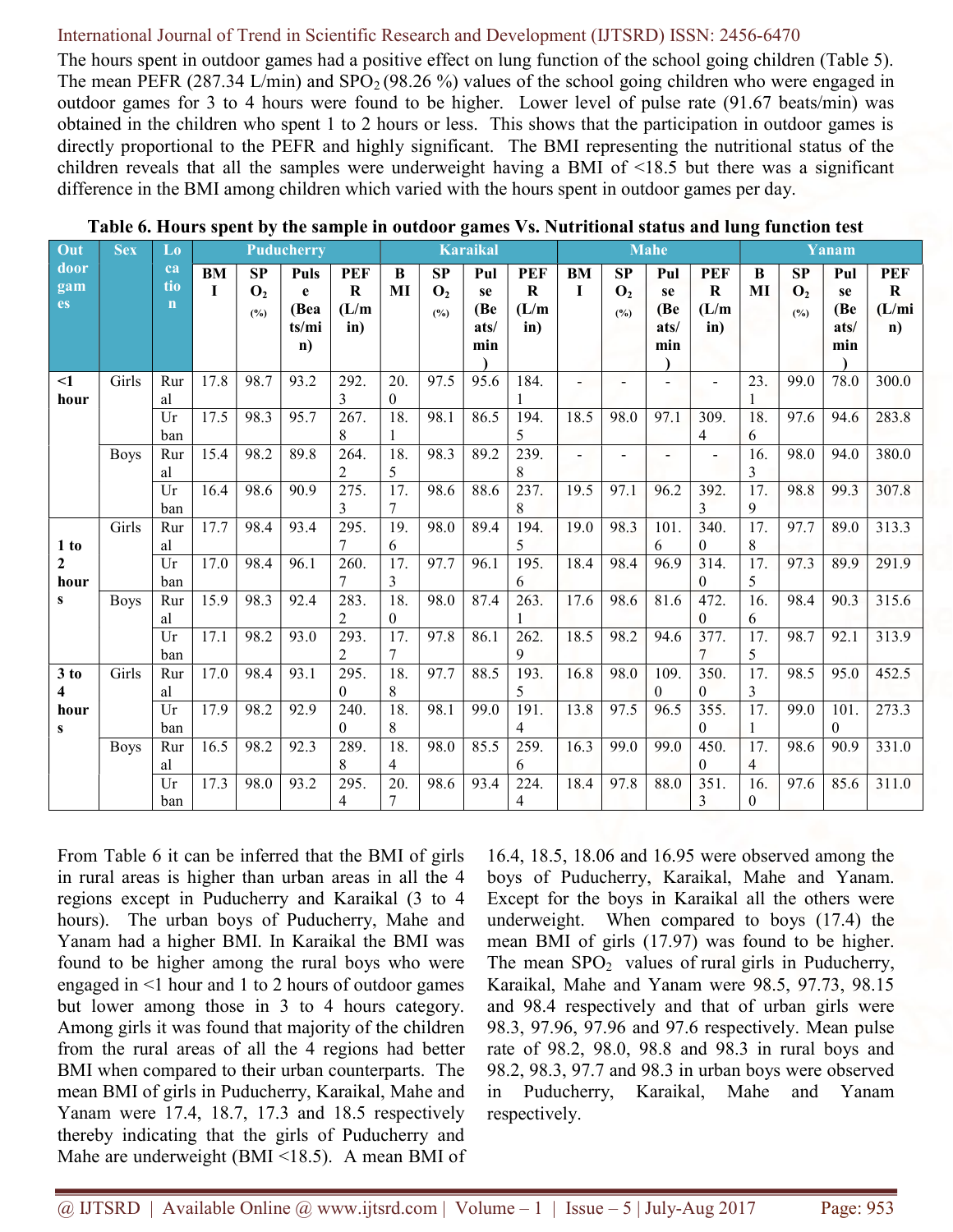The hours spent in outdoor games had a positive effect on lung function of the school going children (Table 5). The mean PEFR (287.34 L/min) and $SPO_2$ (98.26 %) values of the school going children who were engaged in outdoor games for 3 to 4 hours were found to be higher. Lower level of pulse rate (91.67 beats/min) was obtained in the children who spent 1 to 2 hours or less. This shows that the participation in outdoor games is directly proportional to the PEFR and highly significant. The BMI representing the nutritional status of the children reveals that all the samples were underweight having a BMI of <18.5 but there was a significant difference in the BMI among children which varied with the hours spent in outdoor games per day.

**Table 6. Hours spent by the sample in outdoor games Vs. Nutritional status and lung function test**

| Outdoor games | Sex | Location | Puducherry | | | | Karaikal | | | | Mahe | | | | Yanam | | | |
|---|---|---|---|---|---|---|---|---|---|---|---|---|---|---|---|---|---|---|
| | | | BMI | $SPO_2$ (%) | Pulse (Beats/min) | PEFR (L/min) | BMI | $SPO_2$ (%) | Pulse (Beats/min) | PEFR (L/min) | BMI | $SPO_2$ (%) | Pulse (Beats/min) | PEFR (L/min) | BMI | $SPO_2$ (%) | Pulse (Beats/min) | PEFR (L/min) |
| <1 hour | Girls | Rural | 17.8 | 98.7 | 93.2 | 292.3 | 20.0 | 97.5 | 95.6 | 184.1 | - | - | - | - | 23.1 | 99.0 | 78.0 | 300.0 |
| | | Urban | 17.5 | 98.3 | 95.7 | 267.8 | 18.1 | 98.1 | 86.5 | 194.5 | 18.5 | 98.0 | 97.1 | 309.4 | 18.6 | 97.6 | 94.6 | 283.8 |
| | Boys | Rural | 15.4 | 98.2 | 89.8 | 264.2 | 18.5 | 98.3 | 89.2 | 239.8 | - | - | - | - | 16.3 | 98.0 | 94.0 | 380.0 |
| | | Urban | 16.4 | 98.6 | 90.9 | 275.3 | 17.7 | 98.6 | 88.6 | 237.8 | 19.5 | 97.1 | 96.2 | 392.3 | 17.9 | 98.8 | 99.3 | 307.8 |
| 1 to 2 hours | Girls | Rural | 17.7 | 98.4 | 93.4 | 295.7 | 19.6 | 98.0 | 89.4 | 194.5 | 19.0 | 98.3 | 101.6 | 340.0 | 17.8 | 97.7 | 89.0 | 313.3 |
| | | Urban | 17.0 | 98.4 | 96.1 | 260.7 | 17.3 | 97.7 | 96.1 | 195.6 | 18.4 | 98.4 | 96.9 | 314.0 | 17.5 | 97.3 | 89.9 | 291.9 |
| | Boys | Rural | 15.9 | 98.3 | 92.4 | 283.2 | 18.0 | 98.0 | 87.4 | 263.1 | 17.6 | 98.6 | 81.6 | 472.0 | 16.6 | 98.4 | 90.3 | 315.6 |
| | | Urban | 17.1 | 98.2 | 93.0 | 293.2 | 17.7 | 97.8 | 86.1 | 262.9 | 18.5 | 98.2 | 94.6 | 377.7 | 17.5 | 98.7 | 92.1 | 313.9 |
| 3 to 4 hours | Girls | Rural | 17.0 | 98.4 | 93.1 | 295.0 | 18.8 | 97.7 | 88.5 | 193.5 | 16.8 | 98.0 | 109.0 | 350.0 | 17.3 | 98.5 | 95.0 | 452.5 |
| | | Urban | 17.9 | 98.2 | 92.9 | 240.0 | 18.8 | 98.1 | 99.0 | 191.4 | 13.8 | 97.5 | 96.5 | 355.0 | 17.1 | 99.0 | 101.0 | 273.3 |
| | Boys | Rural | 16.5 | 98.2 | 92.3 | 289.8 | 18.4 | 98.0 | 85.5 | 259.6 | 16.3 | 99.0 | 99.0 | 450.0 | 17.4 | 98.6 | 90.9 | 331.0 |
| | | Urban | 17.3 | 98.0 | 93.2 | 295.4 | 20.7 | 98.6 | 93.4 | 224.4 | 18.4 | 97.8 | 88.0 | 351.3 | 16.0 | 97.6 | 85.6 | 311.0 |

From Table 6 it can be inferred that the BMI of girls in rural areas is higher than urban areas in all the 4 regions except in Puducherry and Karaikal (3 to 4 hours). The urban boys of Puducherry, Mahe and Yanam had a higher BMI. In Karaikal the BMI was found to be higher among the rural boys who were engaged in <1 hour and 1 to 2 hours of outdoor games but lower among those in 3 to 4 hours category. Among girls it was found that majority of the children from the rural areas of all the 4 regions had better BMI when compared to their urban counterparts. The mean BMI of girls in Puducherry, Karaikal, Mahe and Yanam were 17.4, 18.7, 17.3 and 18.5 respectively thereby indicating that the girls of Puducherry and Mahe are underweight (BMI <18.5). A mean BMI of 16.4, 18.5, 18.06 and 16.95 were observed among the boys of Puducherry, Karaikal, Mahe and Yanam. Except for the boys in Karaikal all the others were underweight. When compared to boys (17.4) the mean BMI of girls (17.97) was found to be higher. The mean $SPO_2$ values of rural girls in Puducherry, Karaikal, Mahe and Yanam were 98.5, 97.73, 98.15 and 98.4 respectively and that of urban girls were 98.3, 97.96, 97.96 and 97.6 respectively. Mean pulse rate of 98.2, 98.0, 98.8 and 98.3 in rural boys and 98.2, 98.3, 97.7 and 98.3 in urban boys were observed in Puducherry, Karaikal, Mahe and Yanam respectively.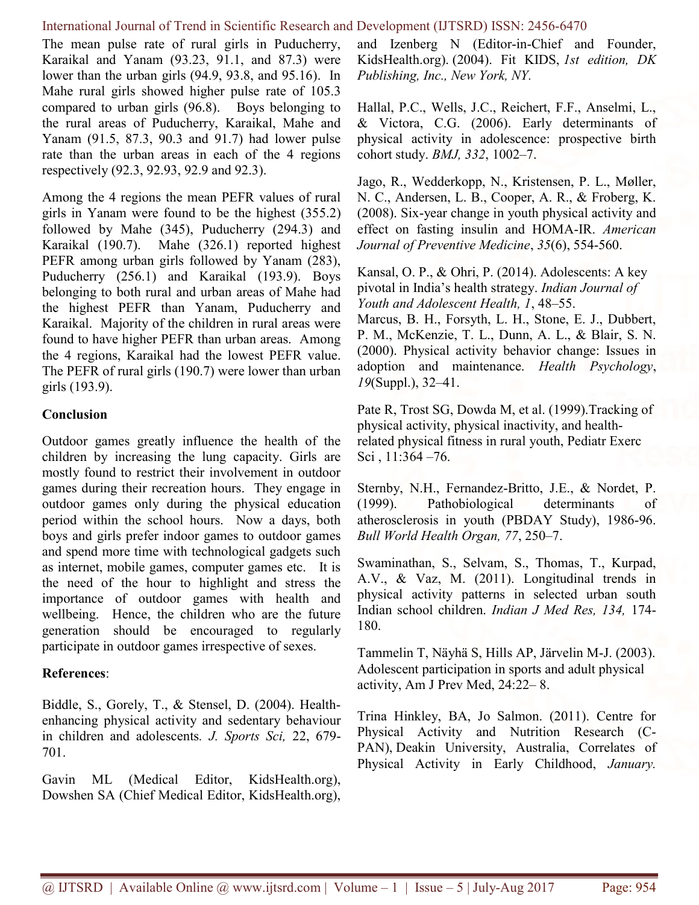The mean pulse rate of rural girls in Puducherry, Karaikal and Yanam (93.23, 91.1, and 87.3) were lower than the urban girls (94.9, 93.8, and 95.16). In Mahe rural girls showed higher pulse rate of 105.3 compared to urban girls (96.8). Boys belonging to the rural areas of Puducherry, Karaikal, Mahe and Yanam (91.5, 87.3, 90.3 and 91.7) had lower pulse rate than the urban areas in each of the 4 regions respectively (92.3, 92.93, 92.9 and 92.3).

Among the 4 regions the mean PEFR values of rural girls in Yanam were found to be the highest (355.2) followed by Mahe (345), Puducherry (294.3) and Karaikal (190.7). Mahe (326.1) reported highest PEFR among urban girls followed by Yanam (283), Puducherry (256.1) and Karaikal (193.9). Boys belonging to both rural and urban areas of Mahe had the highest PEFR than Yanam, Puducherry and Karaikal. Majority of the children in rural areas were found to have higher PEFR than urban areas. Among the 4 regions, Karaikal had the lowest PEFR value. The PEFR of rural girls (190.7) were lower than urban girls (193.9).

## Conclusion

Outdoor games greatly influence the health of the children by increasing the lung capacity. Girls are mostly found to restrict their involvement in outdoor games during their recreation hours. They engage in outdoor games only during the physical education period within the school hours. Now a days, both boys and girls prefer indoor games to outdoor games and spend more time with technological gadgets such as internet, mobile games, computer games etc. It is the need of the hour to highlight and stress the importance of outdoor games with health and wellbeing. Hence, the children who are the future generation should be encouraged to regularly participate in outdoor games irrespective of sexes.

## References:

Biddle, S., Gorely, T., & Stensel, D. (2004). Health-enhancing physical activity and sedentary behaviour in children and adolescents. *J. Sports Sci,* 22, 679-701.

Gavin ML (Medical Editor, KidsHealth.org), Dowshen SA (Chief Medical Editor, KidsHealth.org), and Izenberg N (Editor-in-Chief and Founder, KidsHealth.org). (2004). Fit KIDS, *1st edition, DK Publishing, Inc., New York, NY.*

Hallal, P.C., Wells, J.C., Reichert, F.F., Anselmi, L., & Victora, C.G. (2006). Early determinants of physical activity in adolescence: prospective birth cohort study. *BMJ, 332*, 1002–7.

Jago, R., Wedderkopp, N., Kristensen, P. L., Møller, N. C., Andersen, L. B., Cooper, A. R., & Froberg, K. (2008). Six-year change in youth physical activity and effect on fasting insulin and HOMA-IR. *American Journal of Preventive Medicine*, *35*(6), 554-560.

Kansal, O. P., & Ohri, P. (2014). Adolescents: A key pivotal in India's health strategy. *Indian Journal of Youth and Adolescent Health, 1*, 48–55.

Marcus, B. H., Forsyth, L. H., Stone, E. J., Dubbert, P. M., McKenzie, T. L., Dunn, A. L., & Blair, S. N. (2000). Physical activity behavior change: Issues in adoption and maintenance. *Health Psychology*, *19*(Suppl.), 32–41.

Pate R, Trost SG, Dowda M, et al. (1999).Tracking of physical activity, physical inactivity, and health-related physical fitness in rural youth, Pediatr Exerc Sci , 11:364 –76.

Sternby, N.H., Fernandez-Britto, J.E., & Nordet, P. (1999). Pathobiological determinants of atherosclerosis in youth (PBDAY Study), 1986-96. *Bull World Health Organ, 77*, 250–7.

Swaminathan, S., Selvam, S., Thomas, T., Kurpad, A.V., & Vaz, M. (2011). Longitudinal trends in physical activity patterns in selected urban south Indian school children. *Indian J Med Res, 134,* 174-180.

Tammelin T, Näyhä S, Hills AP, Järvelin M-J. (2003). Adolescent participation in sports and adult physical activity, Am J Prev Med, 24:22– 8.

Trina Hinkley, BA, Jo Salmon. (2011). Centre for Physical Activity and Nutrition Research (C-PAN), Deakin University, Australia, Correlates of Physical Activity in Early Childhood, *January.*